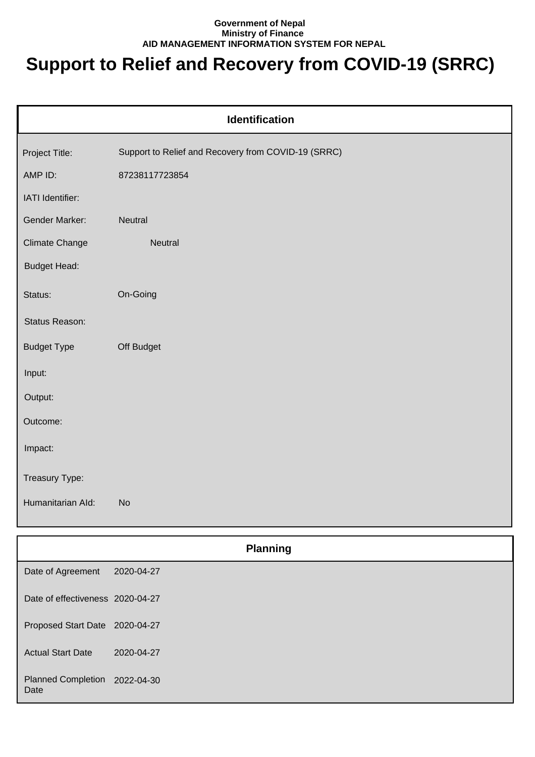**Government of Nepal**
**Ministry of Finance**
**AID MANAGEMENT INFORMATION SYSTEM FOR NEPAL**

# Support to Relief and Recovery from COVID-19 (SRRC)

| Identification | |
|---|---|
| Project Title: | Support to Relief and Recovery from COVID-19 (SRRC) |
| AMP ID: | 87238117723854 |
| IATI Identifier: | |
| Gender Marker: | Neutral |
| Climate Change | Neutral |
| Budget Head: | |
| Status: | On-Going |
| Status Reason: | |
| Budget Type | Off Budget |
| Input: | |
| Output: | |
| Outcome: | |
| Impact: | |
| Treasury Type: | |
| Humanitarian AId: | No |

| Planning | |
|---|---|
| Date of Agreement | 2020-04-27 |
| Date of effectiveness | 2020-04-27 |
| Proposed Start Date | 2020-04-27 |
| Actual Start Date | 2020-04-27 |
| Planned Completion Date | 2022-04-30 |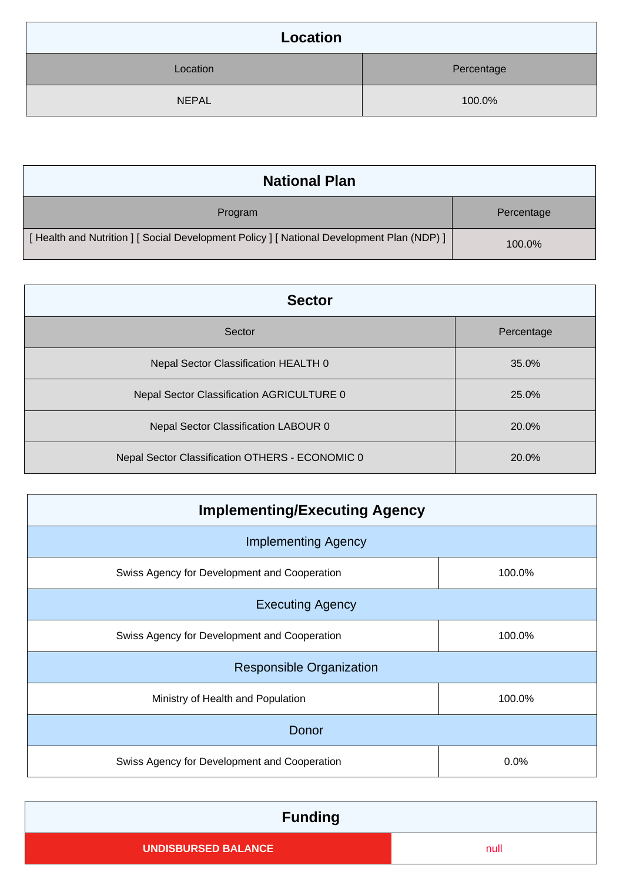## Location

| Location | Percentage |
|---|---|
| NEPAL | 100.0% |

## National Plan

| Program | Percentage |
|---|---|
| [ Health and Nutrition ] [ Social Development Policy ] [ National Development Plan (NDP) ] | 100.0% |

## Sector

| Sector | Percentage |
|---|---|
| Nepal Sector Classification HEALTH 0 | 35.0% |
| Nepal Sector Classification AGRICULTURE 0 | 25.0% |
| Nepal Sector Classification LABOUR 0 | 20.0% |
| Nepal Sector Classification OTHERS - ECONOMIC 0 | 20.0% |

## Implementing/Executing Agency

| Implementing Agency | |
|---|---|
| Swiss Agency for Development and Cooperation | 100.0% |
| **Executing Agency** | |
| Swiss Agency for Development and Cooperation | 100.0% |
| **Responsible Organization** | |
| Ministry of Health and Population | 100.0% |
| **Donor** | |
| Swiss Agency for Development and Cooperation | 0.0% |

## Funding

| UNDISBURSED BALANCE | null |
|---|---|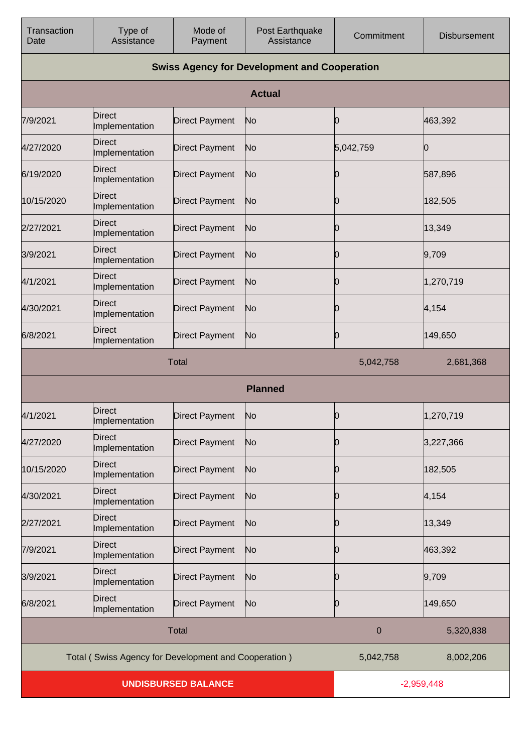| Transaction Date | Type of Assistance | Mode of Payment | Post Earthquake Assistance | Commitment | Disbursement |
|---|---|---|---|---|---|
| **Swiss Agency for Development and Cooperation** | | | | | |
| **Actual** | | | | | |
| 7/9/2021 | Direct Implementation | Direct Payment | No | 0 | 463,392 |
| 4/27/2020 | Direct Implementation | Direct Payment | No | 5,042,759 | 0 |
| 6/19/2020 | Direct Implementation | Direct Payment | No | 0 | 587,896 |
| 10/15/2020 | Direct Implementation | Direct Payment | No | 0 | 182,505 |
| 2/27/2021 | Direct Implementation | Direct Payment | No | 0 | 13,349 |
| 3/9/2021 | Direct Implementation | Direct Payment | No | 0 | 9,709 |
| 4/1/2021 | Direct Implementation | Direct Payment | No | 0 | 1,270,719 |
| 4/30/2021 | Direct Implementation | Direct Payment | No | 0 | 4,154 |
| 6/8/2021 | Direct Implementation | Direct Payment | No | 0 | 149,650 |
| Total | | | | 5,042,758 | 2,681,368 |
| **Planned** | | | | | |
| 4/1/2021 | Direct Implementation | Direct Payment | No | 0 | 1,270,719 |
| 4/27/2020 | Direct Implementation | Direct Payment | No | 0 | 3,227,366 |
| 10/15/2020 | Direct Implementation | Direct Payment | No | 0 | 182,505 |
| 4/30/2021 | Direct Implementation | Direct Payment | No | 0 | 4,154 |
| 2/27/2021 | Direct Implementation | Direct Payment | No | 0 | 13,349 |
| 7/9/2021 | Direct Implementation | Direct Payment | No | 0 | 463,392 |
| 3/9/2021 | Direct Implementation | Direct Payment | No | 0 | 9,709 |
| 6/8/2021 | Direct Implementation | Direct Payment | No | 0 | 149,650 |
| Total | | | | 0 | 5,320,838 |
| Total ( Swiss Agency for Development and Cooperation ) | | | | 5,042,758 | 8,002,206 |
| **UNDISBURSED BALANCE** | | | | -2,959,448 | |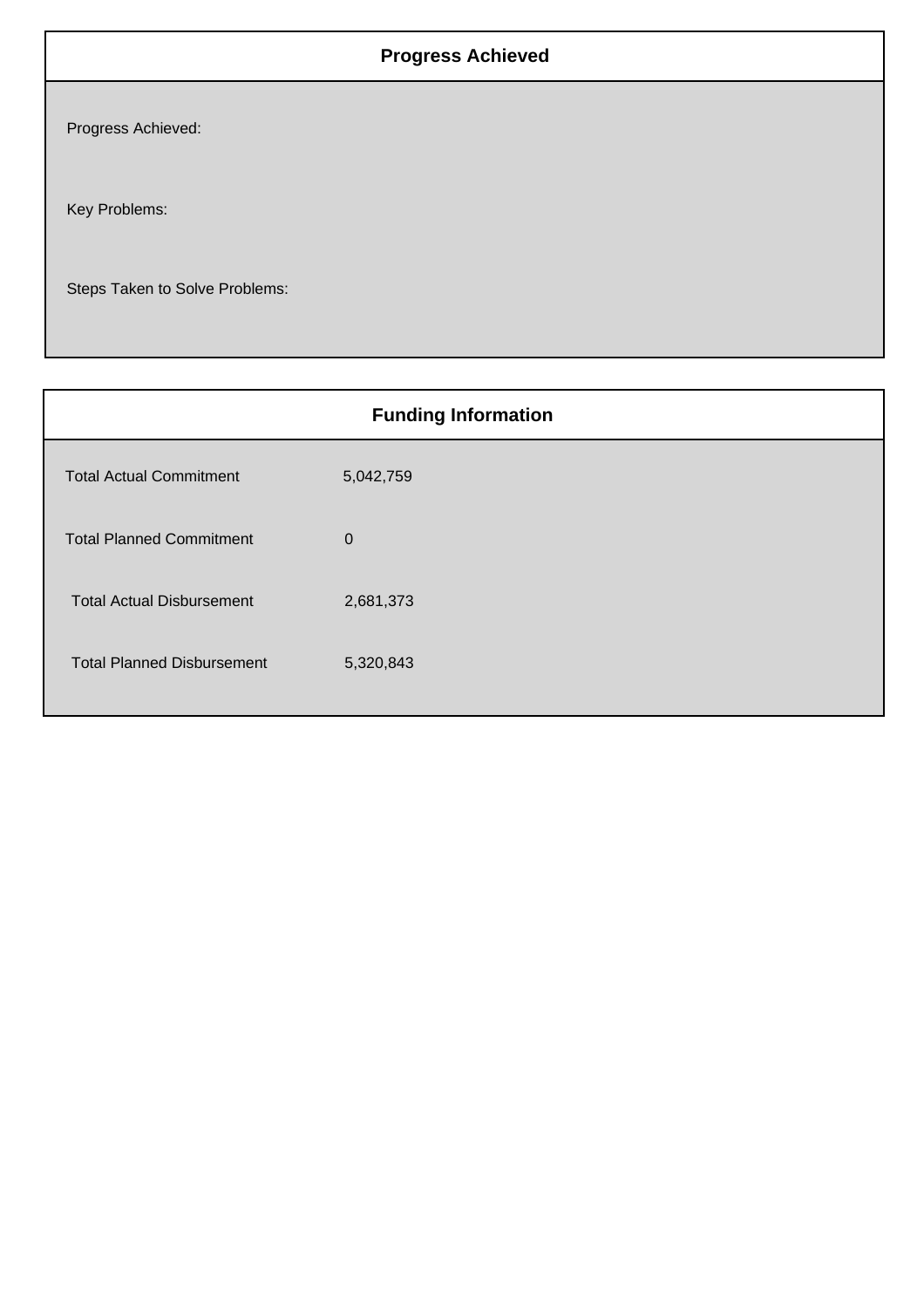## Progress Achieved

Progress Achieved:

Key Problems:

Steps Taken to Solve Problems:

## Funding Information

| | |
|---|---|
| Total Actual Commitment | 5,042,759 |
| Total Planned Commitment | 0 |
| Total Actual Disbursement | 2,681,373 |
| Total Planned Disbursement | 5,320,843 |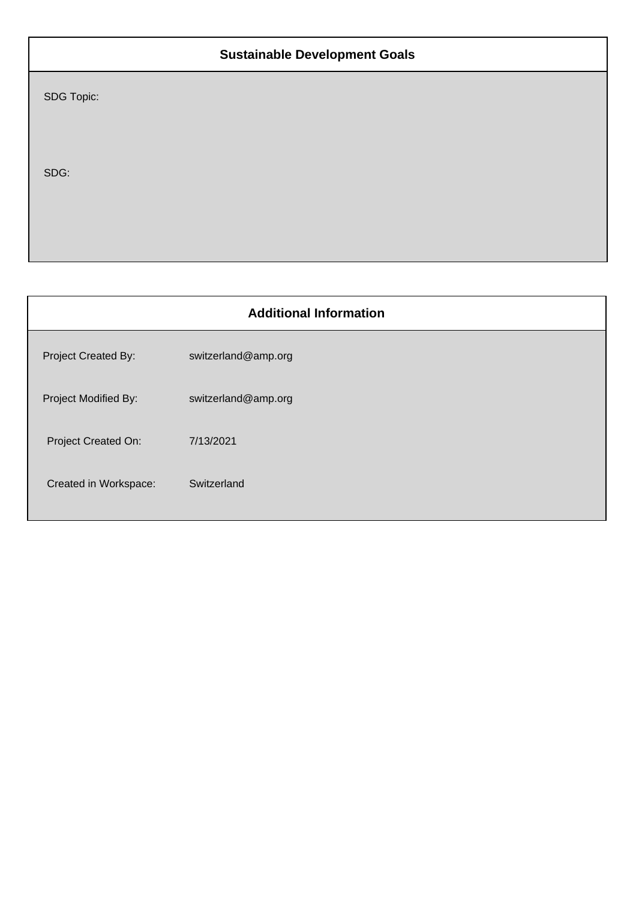## Sustainable Development Goals

SDG Topic:

SDG:

## Additional Information

| | |
|---|---|
| Project Created By: | switzerland@amp.org |
| Project Modified By: | switzerland@amp.org |
| Project Created On: | 7/13/2021 |
| Created in Workspace: | Switzerland |